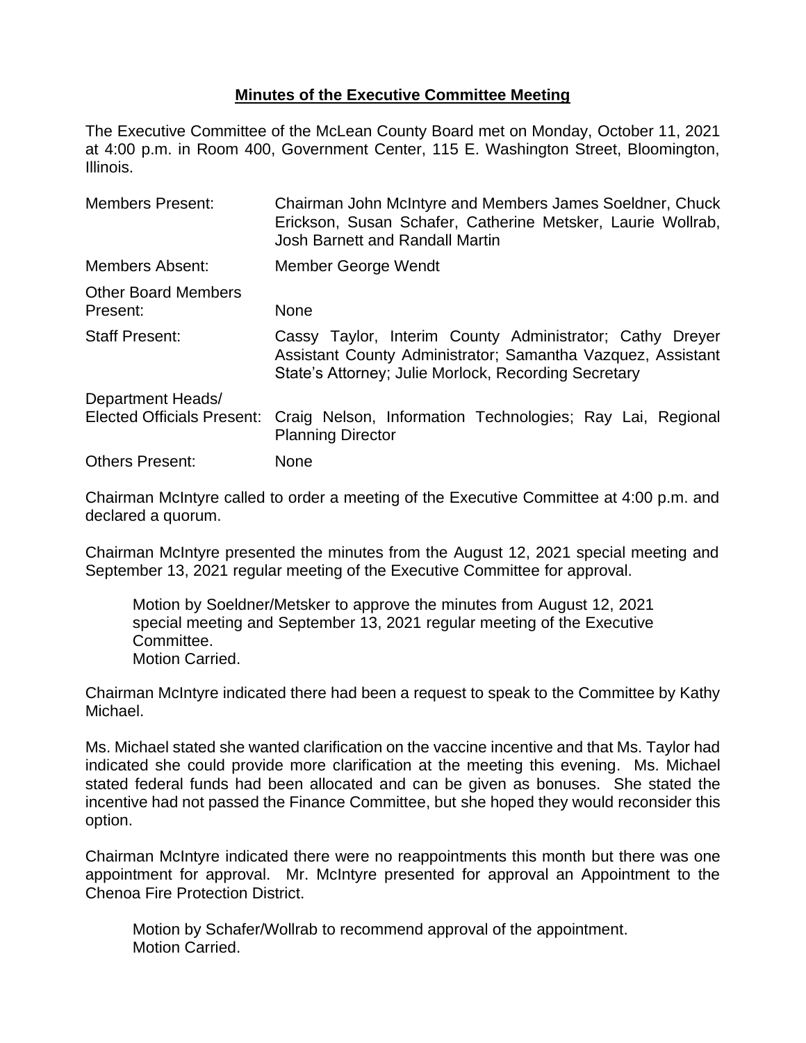# **Minutes of the Executive Committee Meeting**

The Executive Committee of the McLean County Board met on Monday, October 11, 2021 at 4:00 p.m. in Room 400, Government Center, 115 E. Washington Street, Bloomington, Illinois.

| | |
|---|---|
| Members Present: | Chairman John McIntyre and Members James Soeldner, Chuck Erickson, Susan Schafer, Catherine Metsker, Laurie Wollrab, Josh Barnett and Randall Martin |
| Members Absent: | Member George Wendt |
| Other Board Members Present: | None |
| Staff Present: | Cassy Taylor, Interim County Administrator; Cathy Dreyer Assistant County Administrator; Samantha Vazquez, Assistant State's Attorney; Julie Morlock, Recording Secretary |
| Department Heads/ Elected Officials Present: | Craig Nelson, Information Technologies; Ray Lai, Regional Planning Director |
| Others Present: | None |

Chairman McIntyre called to order a meeting of the Executive Committee at 4:00 p.m. and declared a quorum.

Chairman McIntyre presented the minutes from the August 12, 2021 special meeting and September 13, 2021 regular meeting of the Executive Committee for approval.

> Motion by Soeldner/Metsker to approve the minutes from August 12, 2021 special meeting and September 13, 2021 regular meeting of the Executive Committee.
> Motion Carried.

Chairman McIntyre indicated there had been a request to speak to the Committee by Kathy Michael.

Ms. Michael stated she wanted clarification on the vaccine incentive and that Ms. Taylor had indicated she could provide more clarification at the meeting this evening. Ms. Michael stated federal funds had been allocated and can be given as bonuses. She stated the incentive had not passed the Finance Committee, but she hoped they would reconsider this option.

Chairman McIntyre indicated there were no reappointments this month but there was one appointment for approval. Mr. McIntyre presented for approval an Appointment to the Chenoa Fire Protection District.

> Motion by Schafer/Wollrab to recommend approval of the appointment.
> Motion Carried.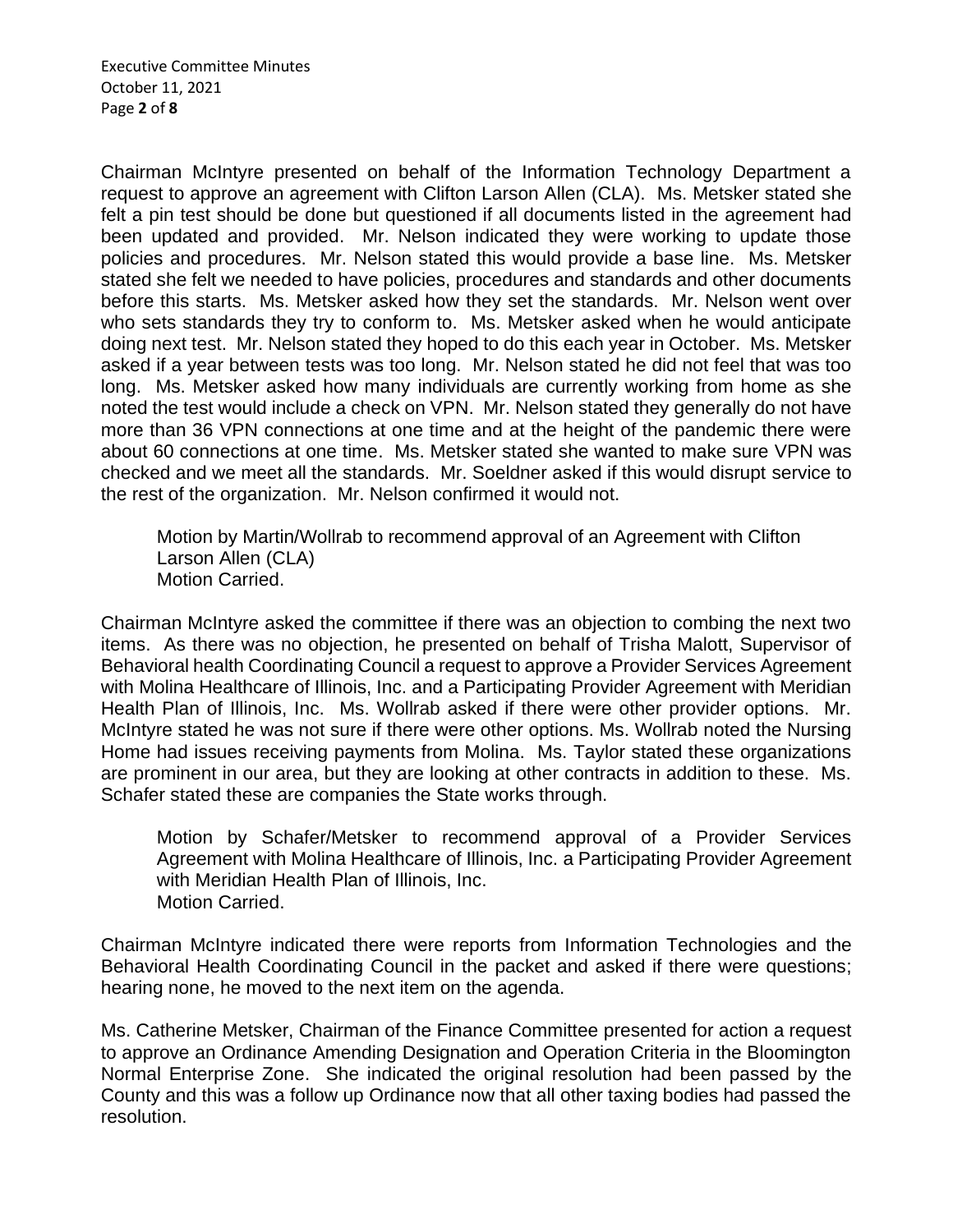Chairman McIntyre presented on behalf of the Information Technology Department a request to approve an agreement with Clifton Larson Allen (CLA). Ms. Metsker stated she felt a pin test should be done but questioned if all documents listed in the agreement had been updated and provided. Mr. Nelson indicated they were working to update those policies and procedures. Mr. Nelson stated this would provide a base line. Ms. Metsker stated she felt we needed to have policies, procedures and standards and other documents before this starts. Ms. Metsker asked how they set the standards. Mr. Nelson went over who sets standards they try to conform to. Ms. Metsker asked when he would anticipate doing next test. Mr. Nelson stated they hoped to do this each year in October. Ms. Metsker asked if a year between tests was too long. Mr. Nelson stated he did not feel that was too long. Ms. Metsker asked how many individuals are currently working from home as she noted the test would include a check on VPN. Mr. Nelson stated they generally do not have more than 36 VPN connections at one time and at the height of the pandemic there were about 60 connections at one time. Ms. Metsker stated she wanted to make sure VPN was checked and we meet all the standards. Mr. Soeldner asked if this would disrupt service to the rest of the organization. Mr. Nelson confirmed it would not.

> Motion by Martin/Wollrab to recommend approval of an Agreement with Clifton Larson Allen (CLA)
> Motion Carried.

Chairman McIntyre asked the committee if there was an objection to combing the next two items. As there was no objection, he presented on behalf of Trisha Malott, Supervisor of Behavioral health Coordinating Council a request to approve a Provider Services Agreement with Molina Healthcare of Illinois, Inc. and a Participating Provider Agreement with Meridian Health Plan of Illinois, Inc. Ms. Wollrab asked if there were other provider options. Mr. McIntyre stated he was not sure if there were other options. Ms. Wollrab noted the Nursing Home had issues receiving payments from Molina. Ms. Taylor stated these organizations are prominent in our area, but they are looking at other contracts in addition to these. Ms. Schafer stated these are companies the State works through.

> Motion by Schafer/Metsker to recommend approval of a Provider Services Agreement with Molina Healthcare of Illinois, Inc. a Participating Provider Agreement with Meridian Health Plan of Illinois, Inc.
> Motion Carried.

Chairman McIntyre indicated there were reports from Information Technologies and the Behavioral Health Coordinating Council in the packet and asked if there were questions; hearing none, he moved to the next item on the agenda.

Ms. Catherine Metsker, Chairman of the Finance Committee presented for action a request to approve an Ordinance Amending Designation and Operation Criteria in the Bloomington Normal Enterprise Zone. She indicated the original resolution had been passed by the County and this was a follow up Ordinance now that all other taxing bodies had passed the resolution.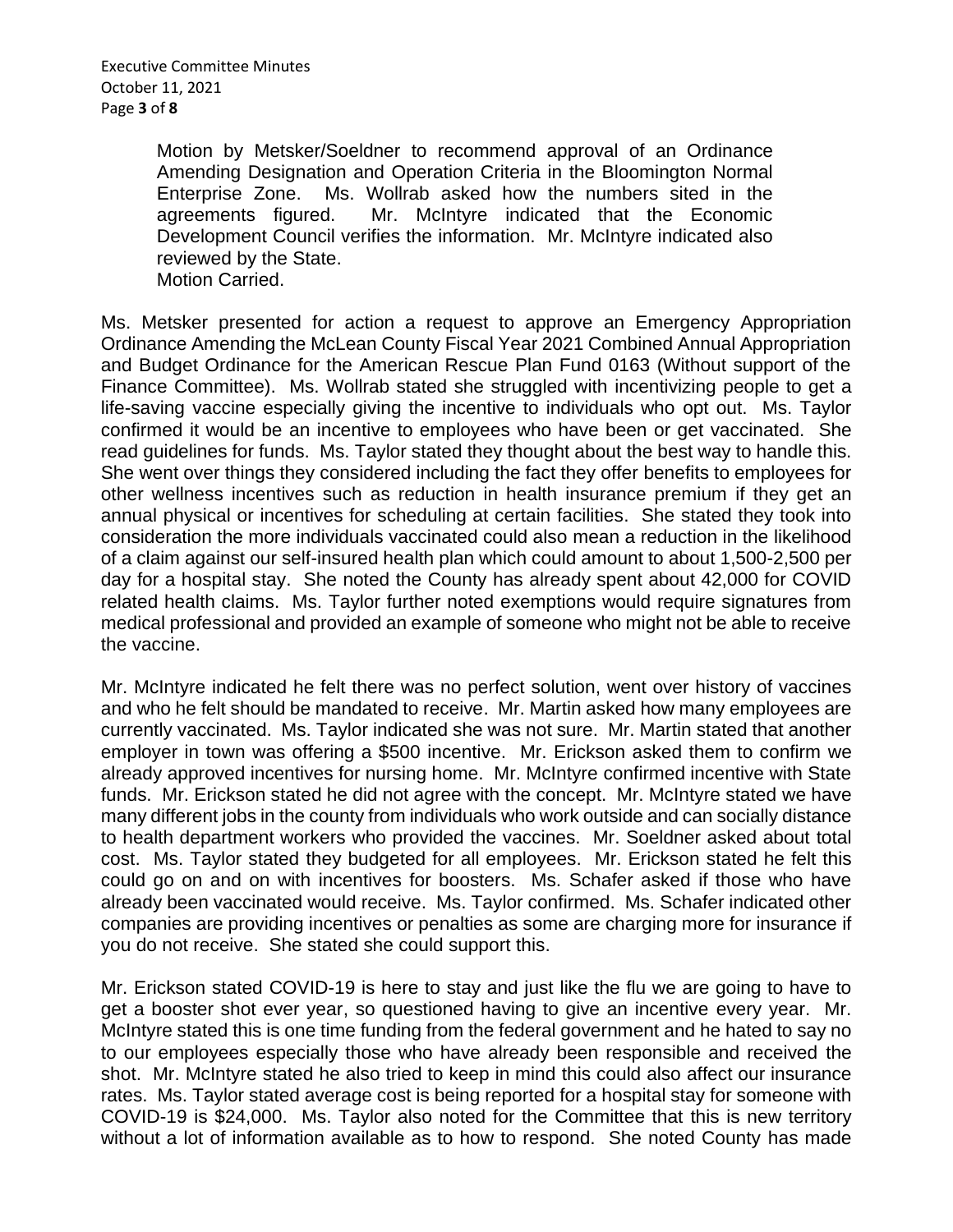Motion by Metsker/Soeldner to recommend approval of an Ordinance Amending Designation and Operation Criteria in the Bloomington Normal Enterprise Zone. Ms. Wollrab asked how the numbers sited in the agreements figured. Mr. McIntyre indicated that the Economic Development Council verifies the information. Mr. McIntyre indicated also reviewed by the State.
Motion Carried.

Ms. Metsker presented for action a request to approve an Emergency Appropriation Ordinance Amending the McLean County Fiscal Year 2021 Combined Annual Appropriation and Budget Ordinance for the American Rescue Plan Fund 0163 (Without support of the Finance Committee). Ms. Wollrab stated she struggled with incentivizing people to get a life-saving vaccine especially giving the incentive to individuals who opt out. Ms. Taylor confirmed it would be an incentive to employees who have been or get vaccinated. She read guidelines for funds. Ms. Taylor stated they thought about the best way to handle this. She went over things they considered including the fact they offer benefits to employees for other wellness incentives such as reduction in health insurance premium if they get an annual physical or incentives for scheduling at certain facilities. She stated they took into consideration the more individuals vaccinated could also mean a reduction in the likelihood of a claim against our self-insured health plan which could amount to about 1,500-2,500 per day for a hospital stay. She noted the County has already spent about 42,000 for COVID related health claims. Ms. Taylor further noted exemptions would require signatures from medical professional and provided an example of someone who might not be able to receive the vaccine.

Mr. McIntyre indicated he felt there was no perfect solution, went over history of vaccines and who he felt should be mandated to receive. Mr. Martin asked how many employees are currently vaccinated. Ms. Taylor indicated she was not sure. Mr. Martin stated that another employer in town was offering a $500 incentive. Mr. Erickson asked them to confirm we already approved incentives for nursing home. Mr. McIntyre confirmed incentive with State funds. Mr. Erickson stated he did not agree with the concept. Mr. McIntyre stated we have many different jobs in the county from individuals who work outside and can socially distance to health department workers who provided the vaccines. Mr. Soeldner asked about total cost. Ms. Taylor stated they budgeted for all employees. Mr. Erickson stated he felt this could go on and on with incentives for boosters. Ms. Schafer asked if those who have already been vaccinated would receive. Ms. Taylor confirmed. Ms. Schafer indicated other companies are providing incentives or penalties as some are charging more for insurance if you do not receive. She stated she could support this.

Mr. Erickson stated COVID-19 is here to stay and just like the flu we are going to have to get a booster shot ever year, so questioned having to give an incentive every year. Mr. McIntyre stated this is one time funding from the federal government and he hated to say no to our employees especially those who have already been responsible and received the shot. Mr. McIntyre stated he also tried to keep in mind this could also affect our insurance rates. Ms. Taylor stated average cost is being reported for a hospital stay for someone with COVID-19 is $24,000. Ms. Taylor also noted for the Committee that this is new territory without a lot of information available as to how to respond. She noted County has made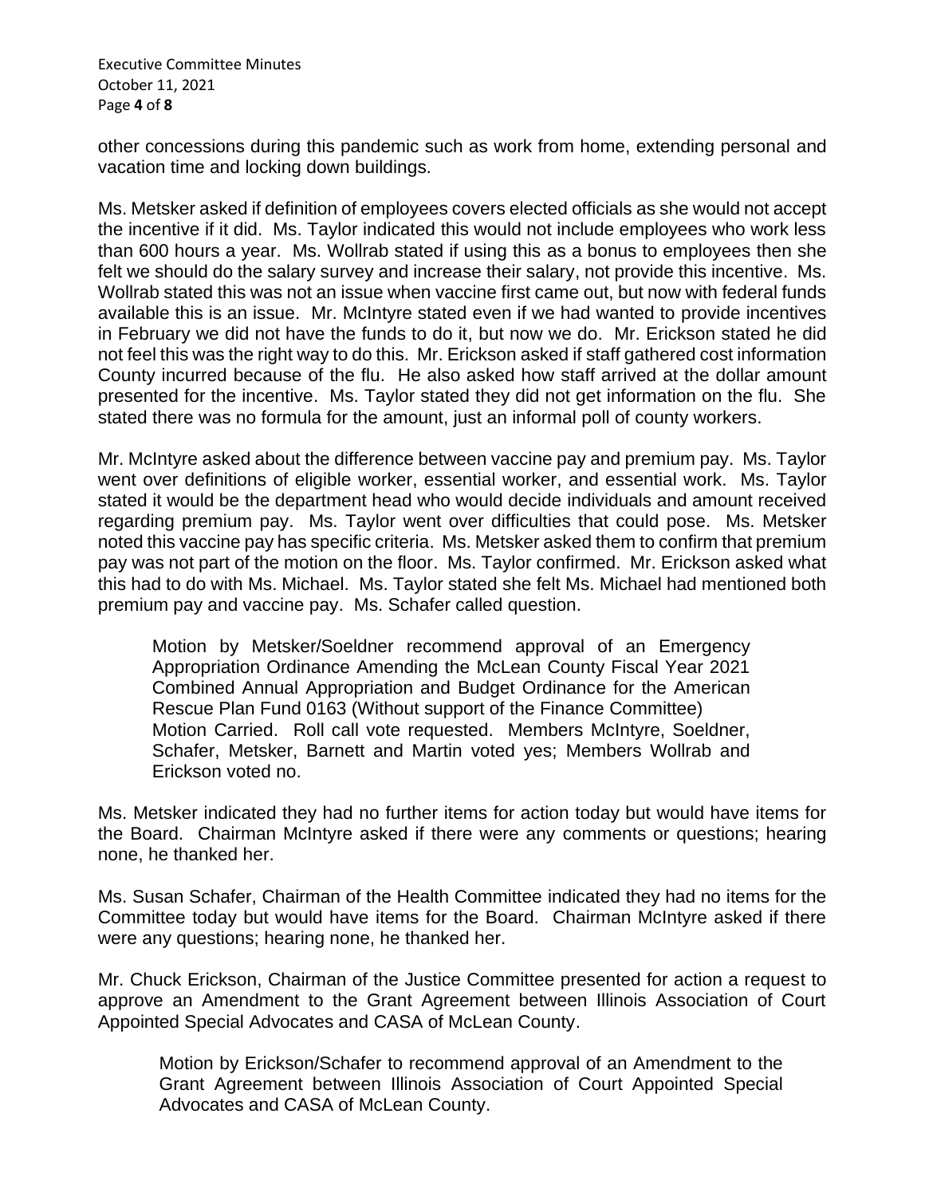other concessions during this pandemic such as work from home, extending personal and vacation time and locking down buildings.

Ms. Metsker asked if definition of employees covers elected officials as she would not accept the incentive if it did. Ms. Taylor indicated this would not include employees who work less than 600 hours a year. Ms. Wollrab stated if using this as a bonus to employees then she felt we should do the salary survey and increase their salary, not provide this incentive. Ms. Wollrab stated this was not an issue when vaccine first came out, but now with federal funds available this is an issue. Mr. McIntyre stated even if we had wanted to provide incentives in February we did not have the funds to do it, but now we do. Mr. Erickson stated he did not feel this was the right way to do this. Mr. Erickson asked if staff gathered cost information County incurred because of the flu. He also asked how staff arrived at the dollar amount presented for the incentive. Ms. Taylor stated they did not get information on the flu. She stated there was no formula for the amount, just an informal poll of county workers.

Mr. McIntyre asked about the difference between vaccine pay and premium pay. Ms. Taylor went over definitions of eligible worker, essential worker, and essential work. Ms. Taylor stated it would be the department head who would decide individuals and amount received regarding premium pay. Ms. Taylor went over difficulties that could pose. Ms. Metsker noted this vaccine pay has specific criteria. Ms. Metsker asked them to confirm that premium pay was not part of the motion on the floor. Ms. Taylor confirmed. Mr. Erickson asked what this had to do with Ms. Michael. Ms. Taylor stated she felt Ms. Michael had mentioned both premium pay and vaccine pay. Ms. Schafer called question.

> Motion by Metsker/Soeldner recommend approval of an Emergency Appropriation Ordinance Amending the McLean County Fiscal Year 2021 Combined Annual Appropriation and Budget Ordinance for the American Rescue Plan Fund 0163 (Without support of the Finance Committee)
> Motion Carried. Roll call vote requested. Members McIntyre, Soeldner, Schafer, Metsker, Barnett and Martin voted yes; Members Wollrab and Erickson voted no.

Ms. Metsker indicated they had no further items for action today but would have items for the Board. Chairman McIntyre asked if there were any comments or questions; hearing none, he thanked her.

Ms. Susan Schafer, Chairman of the Health Committee indicated they had no items for the Committee today but would have items for the Board. Chairman McIntyre asked if there were any questions; hearing none, he thanked her.

Mr. Chuck Erickson, Chairman of the Justice Committee presented for action a request to approve an Amendment to the Grant Agreement between Illinois Association of Court Appointed Special Advocates and CASA of McLean County.

> Motion by Erickson/Schafer to recommend approval of an Amendment to the Grant Agreement between Illinois Association of Court Appointed Special Advocates and CASA of McLean County.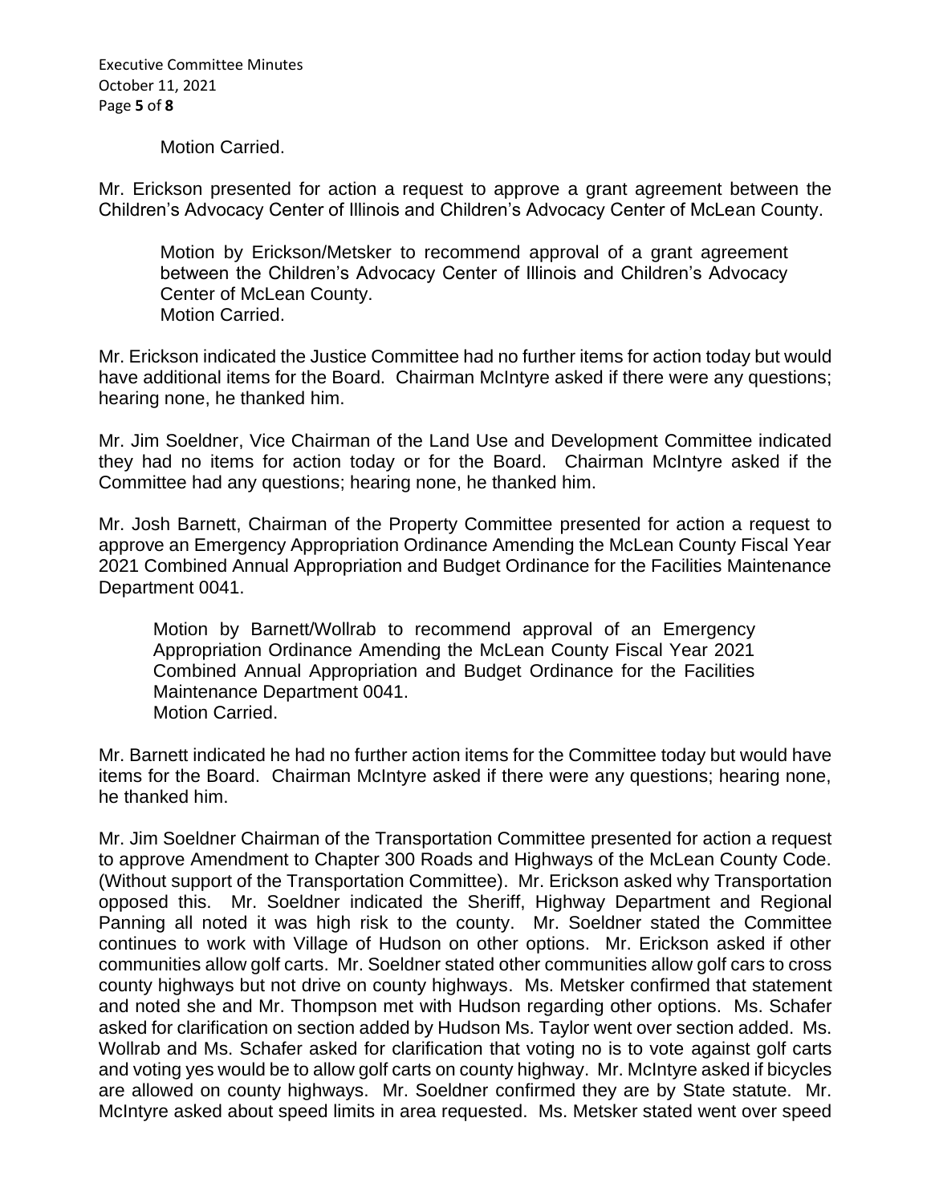Motion Carried.

Mr. Erickson presented for action a request to approve a grant agreement between the Children's Advocacy Center of Illinois and Children's Advocacy Center of McLean County.

> Motion by Erickson/Metsker to recommend approval of a grant agreement between the Children's Advocacy Center of Illinois and Children's Advocacy Center of McLean County.
> Motion Carried.

Mr. Erickson indicated the Justice Committee had no further items for action today but would have additional items for the Board. Chairman McIntyre asked if there were any questions; hearing none, he thanked him.

Mr. Jim Soeldner, Vice Chairman of the Land Use and Development Committee indicated they had no items for action today or for the Board. Chairman McIntyre asked if the Committee had any questions; hearing none, he thanked him.

Mr. Josh Barnett, Chairman of the Property Committee presented for action a request to approve an Emergency Appropriation Ordinance Amending the McLean County Fiscal Year 2021 Combined Annual Appropriation and Budget Ordinance for the Facilities Maintenance Department 0041.

> Motion by Barnett/Wollrab to recommend approval of an Emergency Appropriation Ordinance Amending the McLean County Fiscal Year 2021 Combined Annual Appropriation and Budget Ordinance for the Facilities Maintenance Department 0041.
> Motion Carried.

Mr. Barnett indicated he had no further action items for the Committee today but would have items for the Board. Chairman McIntyre asked if there were any questions; hearing none, he thanked him.

Mr. Jim Soeldner Chairman of the Transportation Committee presented for action a request to approve Amendment to Chapter 300 Roads and Highways of the McLean County Code. (Without support of the Transportation Committee). Mr. Erickson asked why Transportation opposed this. Mr. Soeldner indicated the Sheriff, Highway Department and Regional Panning all noted it was high risk to the county. Mr. Soeldner stated the Committee continues to work with Village of Hudson on other options. Mr. Erickson asked if other communities allow golf carts. Mr. Soeldner stated other communities allow golf cars to cross county highways but not drive on county highways. Ms. Metsker confirmed that statement and noted she and Mr. Thompson met with Hudson regarding other options. Ms. Schafer asked for clarification on section added by Hudson Ms. Taylor went over section added. Ms. Wollrab and Ms. Schafer asked for clarification that voting no is to vote against golf carts and voting yes would be to allow golf carts on county highway. Mr. McIntyre asked if bicycles are allowed on county highways. Mr. Soeldner confirmed they are by State statute. Mr. McIntyre asked about speed limits in area requested. Ms. Metsker stated went over speed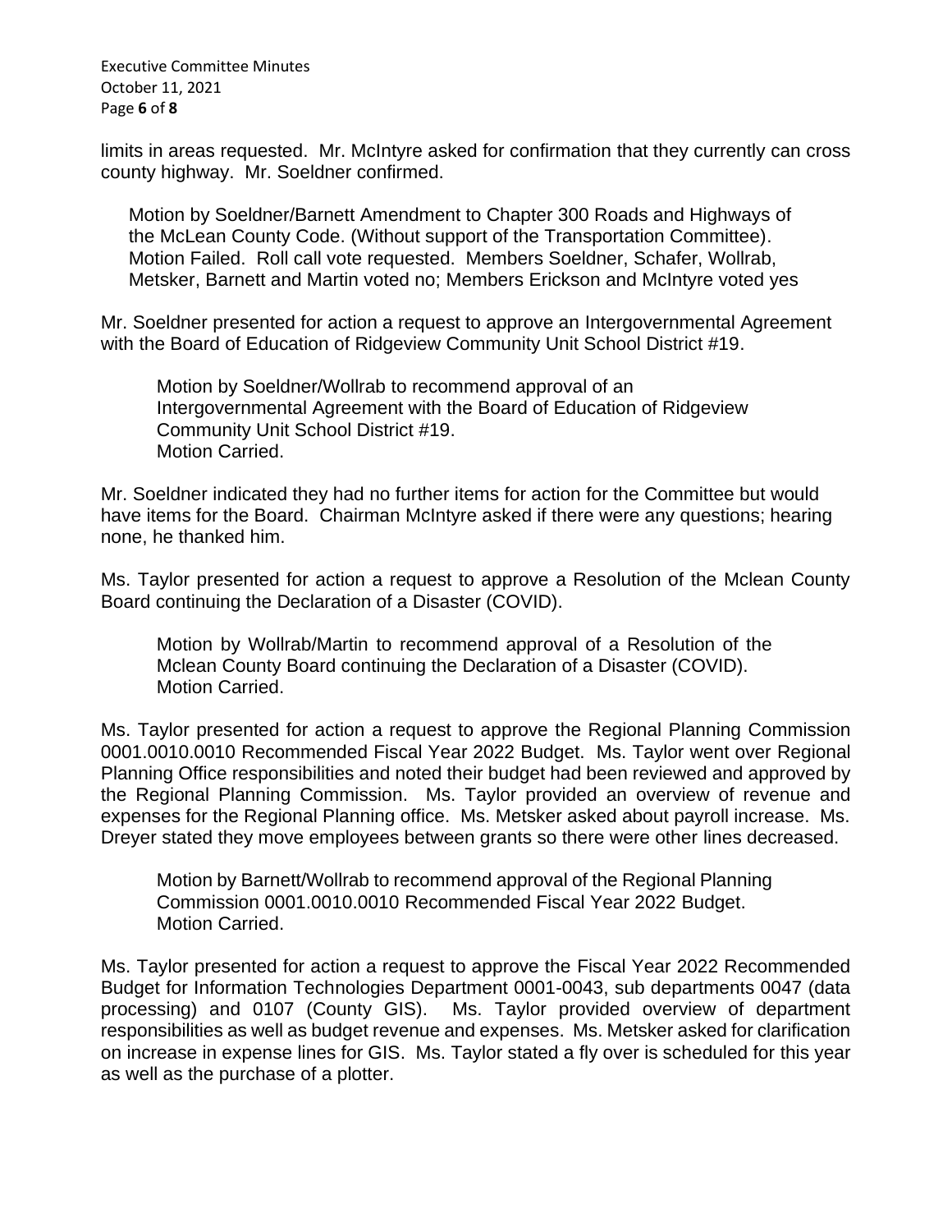limits in areas requested. Mr. McIntyre asked for confirmation that they currently can cross county highway. Mr. Soeldner confirmed.

> Motion by Soeldner/Barnett Amendment to Chapter 300 Roads and Highways of the McLean County Code. (Without support of the Transportation Committee). Motion Failed. Roll call vote requested. Members Soeldner, Schafer, Wollrab, Metsker, Barnett and Martin voted no; Members Erickson and McIntyre voted yes

Mr. Soeldner presented for action a request to approve an Intergovernmental Agreement with the Board of Education of Ridgeview Community Unit School District #19.

> Motion by Soeldner/Wollrab to recommend approval of an Intergovernmental Agreement with the Board of Education of Ridgeview Community Unit School District #19.
> Motion Carried.

Mr. Soeldner indicated they had no further items for action for the Committee but would have items for the Board. Chairman McIntyre asked if there were any questions; hearing none, he thanked him.

Ms. Taylor presented for action a request to approve a Resolution of the Mclean County Board continuing the Declaration of a Disaster (COVID).

> Motion by Wollrab/Martin to recommend approval of a Resolution of the Mclean County Board continuing the Declaration of a Disaster (COVID).
> Motion Carried.

Ms. Taylor presented for action a request to approve the Regional Planning Commission 0001.0010.0010 Recommended Fiscal Year 2022 Budget. Ms. Taylor went over Regional Planning Office responsibilities and noted their budget had been reviewed and approved by the Regional Planning Commission. Ms. Taylor provided an overview of revenue and expenses for the Regional Planning office. Ms. Metsker asked about payroll increase. Ms. Dreyer stated they move employees between grants so there were other lines decreased.

> Motion by Barnett/Wollrab to recommend approval of the Regional Planning Commission 0001.0010.0010 Recommended Fiscal Year 2022 Budget.
> Motion Carried.

Ms. Taylor presented for action a request to approve the Fiscal Year 2022 Recommended Budget for Information Technologies Department 0001-0043, sub departments 0047 (data processing) and 0107 (County GIS). Ms. Taylor provided overview of department responsibilities as well as budget revenue and expenses. Ms. Metsker asked for clarification on increase in expense lines for GIS. Ms. Taylor stated a fly over is scheduled for this year as well as the purchase of a plotter.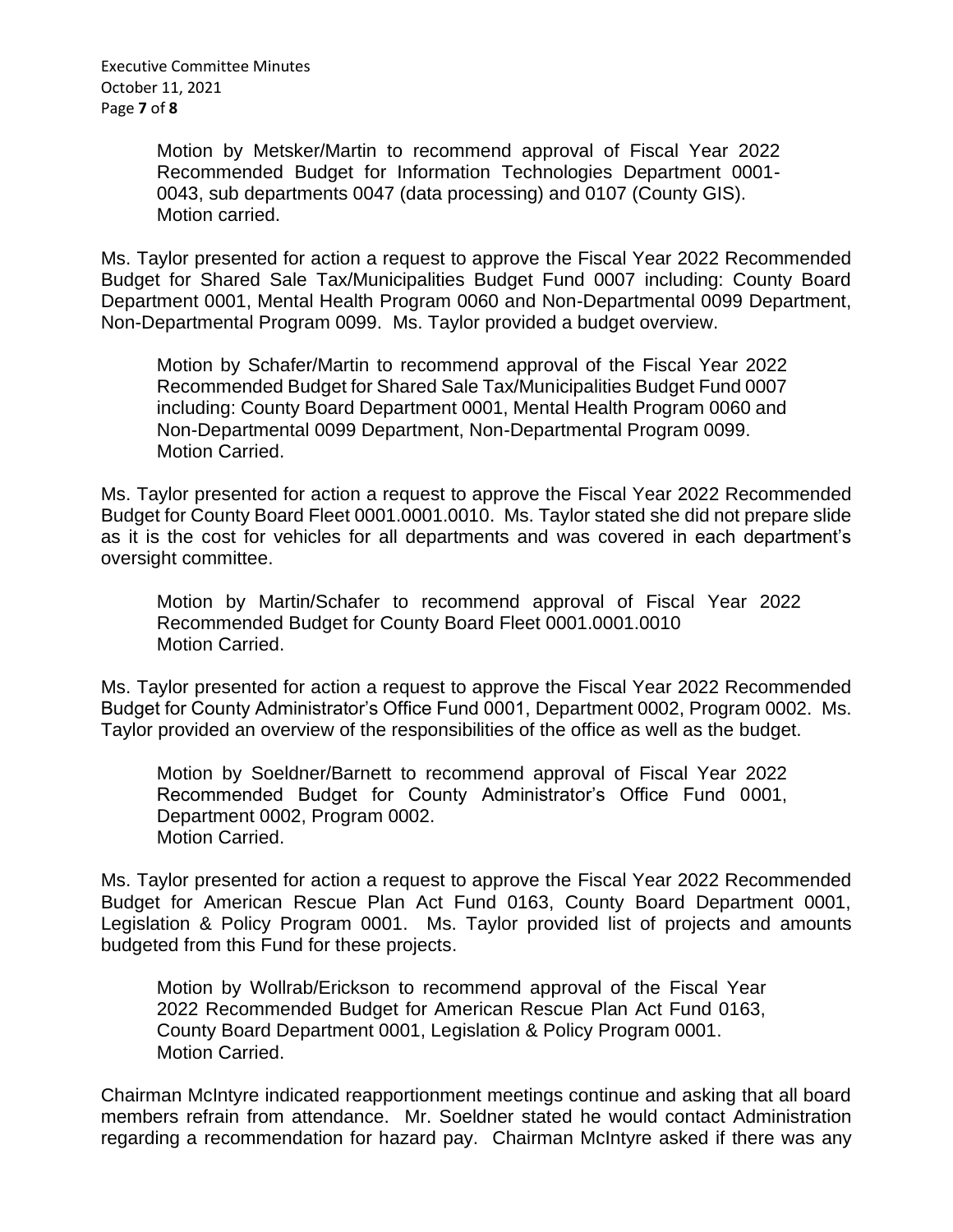Motion by Metsker/Martin to recommend approval of Fiscal Year 2022 Recommended Budget for Information Technologies Department 0001-0043, sub departments 0047 (data processing) and 0107 (County GIS).
Motion carried.

Ms. Taylor presented for action a request to approve the Fiscal Year 2022 Recommended Budget for Shared Sale Tax/Municipalities Budget Fund 0007 including: County Board Department 0001, Mental Health Program 0060 and Non-Departmental 0099 Department, Non-Departmental Program 0099. Ms. Taylor provided a budget overview.

Motion by Schafer/Martin to recommend approval of the Fiscal Year 2022 Recommended Budget for Shared Sale Tax/Municipalities Budget Fund 0007 including: County Board Department 0001, Mental Health Program 0060 and Non-Departmental 0099 Department, Non-Departmental Program 0099.
Motion Carried.

Ms. Taylor presented for action a request to approve the Fiscal Year 2022 Recommended Budget for County Board Fleet 0001.0001.0010. Ms. Taylor stated she did not prepare slide as it is the cost for vehicles for all departments and was covered in each department's oversight committee.

Motion by Martin/Schafer to recommend approval of Fiscal Year 2022 Recommended Budget for County Board Fleet 0001.0001.0010
Motion Carried.

Ms. Taylor presented for action a request to approve the Fiscal Year 2022 Recommended Budget for County Administrator's Office Fund 0001, Department 0002, Program 0002. Ms. Taylor provided an overview of the responsibilities of the office as well as the budget.

Motion by Soeldner/Barnett to recommend approval of Fiscal Year 2022 Recommended Budget for County Administrator's Office Fund 0001, Department 0002, Program 0002.
Motion Carried.

Ms. Taylor presented for action a request to approve the Fiscal Year 2022 Recommended Budget for American Rescue Plan Act Fund 0163, County Board Department 0001, Legislation & Policy Program 0001. Ms. Taylor provided list of projects and amounts budgeted from this Fund for these projects.

Motion by Wollrab/Erickson to recommend approval of the Fiscal Year 2022 Recommended Budget for American Rescue Plan Act Fund 0163, County Board Department 0001, Legislation & Policy Program 0001.
Motion Carried.

Chairman McIntyre indicated reapportionment meetings continue and asking that all board members refrain from attendance. Mr. Soeldner stated he would contact Administration regarding a recommendation for hazard pay. Chairman McIntyre asked if there was any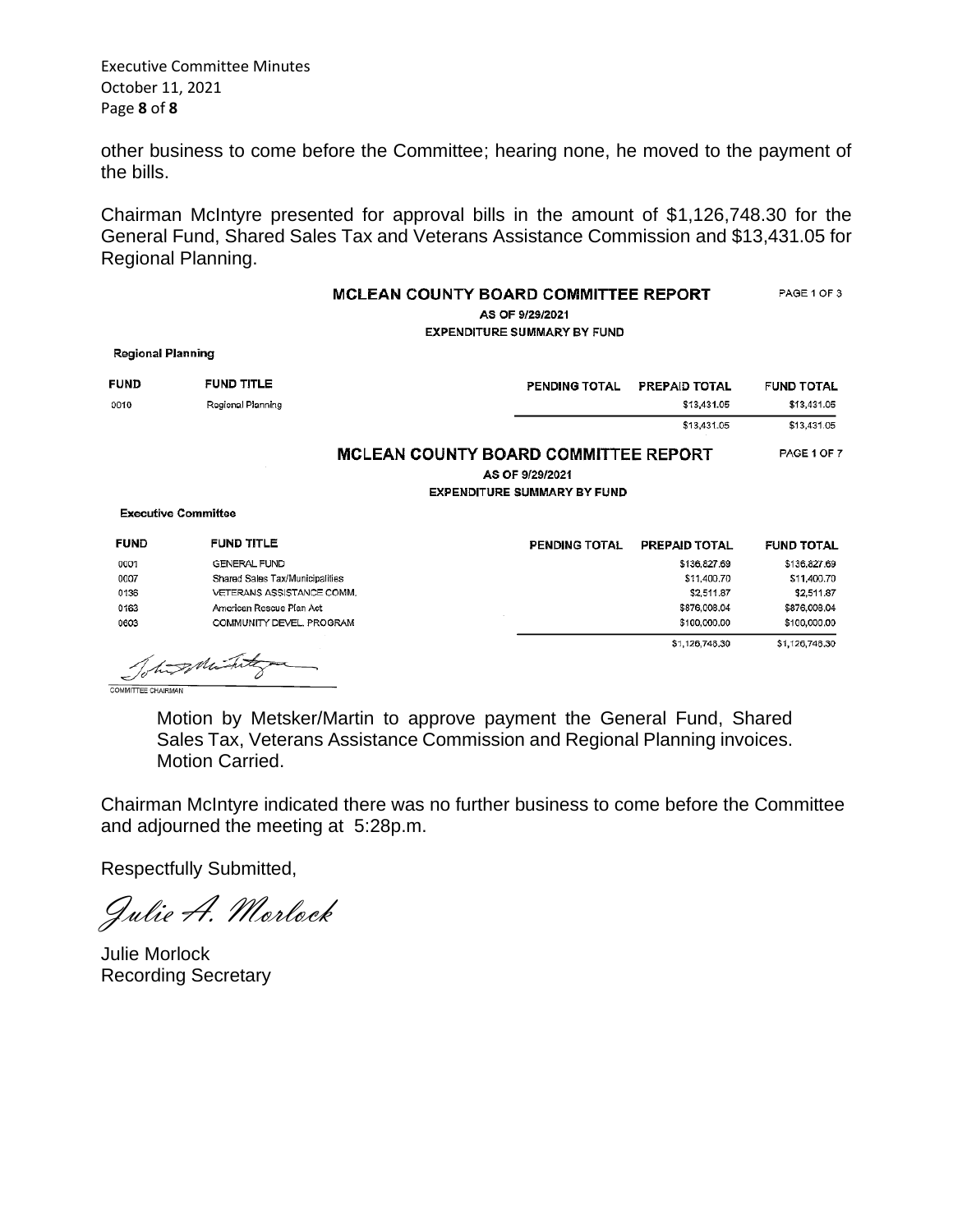other business to come before the Committee; hearing none, he moved to the payment of the bills.

Chairman McIntyre presented for approval bills in the amount of $1,126,748.30 for the General Fund, Shared Sales Tax and Veterans Assistance Commission and $13,431.05 for Regional Planning.

**MCLEAN COUNTY BOARD COMMITTEE REPORT** PAGE 1 OF 3

**AS OF 9/29/2021**

**EXPENDITURE SUMMARY BY FUND**

**Regional Planning**

| FUND | FUND TITLE | PENDING TOTAL | PREPAID TOTAL | FUND TOTAL |
|---|---|---|---|---|
| 0010 | Regional Planning | | $13,431.05 | $13,431.05 |
| | | | $13,431.05 | $13,431.05 |

**MCLEAN COUNTY BOARD COMMITTEE REPORT** PAGE 1 OF 7

**AS OF 9/29/2021**

**EXPENDITURE SUMMARY BY FUND**

**Executive Committee**

| FUND | FUND TITLE | PENDING TOTAL | PREPAID TOTAL | FUND TOTAL |
|---|---|---|---|---|
| 0001 | GENERAL FUND | | $136,827.69 | $136,827.69 |
| 0007 | Shared Sales Tax/Municipalities | | $11,400.70 | $11,400.70 |
| 0136 | VETERANS ASSISTANCE COMM. | | $2,511.87 | $2,511.87 |
| 0163 | American Rescue Plan Act | | $876,008.04 | $876,008.04 |
| 0603 | COMMUNITY DEVEL. PROGRAM | | $100,000.00 | $100,000.00 |
| | | | $1,126,748.30 | $1,126,748.30 |

COMMITTEE CHAIRMAN

Motion by Metsker/Martin to approve payment the General Fund, Shared Sales Tax, Veterans Assistance Commission and Regional Planning invoices. Motion Carried.

Chairman McIntyre indicated there was no further business to come before the Committee and adjourned the meeting at 5:28p.m.

Respectfully Submitted,

*Julie A. Morlock*

Julie Morlock
Recording Secretary